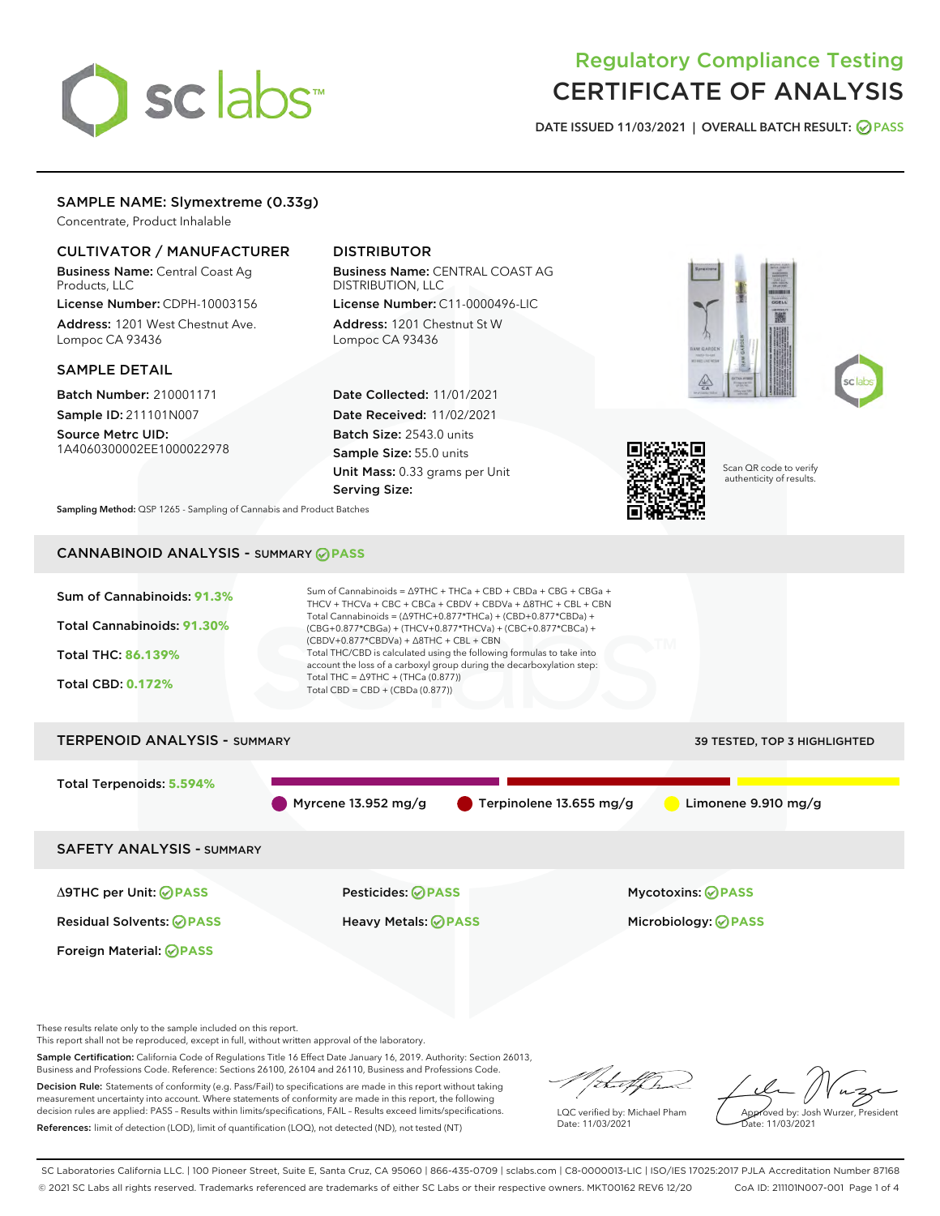# Regulatory Compliance Testing
# CERTIFICATE OF ANALYSIS

DATE ISSUED 11/03/2021 | OVERALL BATCH RESULT: PASS

## SAMPLE NAME: Slymextreme (0.33g)

Concentrate, Product Inhalable

### CULTIVATOR / MANUFACTURER

**Business Name:** Central Coast Ag Products, LLC

**License Number:** CDPH-10003156

**Address:** 1201 West Chestnut Ave. Lompoc CA 93436

### DISTRIBUTOR

**Business Name:** CENTRAL COAST AG DISTRIBUTION, LLC

**License Number:** C11-0000496-LIC

**Address:** 1201 Chestnut St W Lompoc CA 93436

### SAMPLE DETAIL

**Batch Number:** 210001171

**Sample ID:** 211101N007

**Source Metrc UID:** 1A4060300002EE1000022978

**Date Collected:** 11/01/2021

**Date Received:** 11/02/2021

**Batch Size:** 2543.0 units

**Sample Size:** 55.0 units

**Unit Mass:** 0.33 grams per Unit

**Serving Size:**

Scan QR code to verify authenticity of results.

**Sampling Method:** QSP 1265 - Sampling of Cannabis and Product Batches

## CANNABINOID ANALYSIS - SUMMARY PASS

**Sum of Cannabinoids:** 91.3%

**Total Cannabinoids:** 91.30%

**Total THC:** 86.139%

**Total CBD:** 0.172%

Sum of Cannabinoids = Δ9THC + THCa + CBD + CBDa + CBG + CBGa + THCV + THCVa + CBC + CBCa + CBDV + CBDVa + Δ8THC + CBL + CBN

Total Cannabinoids = (Δ9THC+0.877*THCa) + (CBD+0.877*CBDa) + (CBG+0.877*CBGa) + (THCV+0.877*THCVa) + (CBC+0.877*CBCa) + (CBDV+0.877*CBDVa) + Δ8THC + CBL + CBN

Total THC/CBD is calculated using the following formulas to take into account the loss of a carboxyl group during the decarboxylation step:

Total THC = Δ9THC + (THCa (0.877))

Total CBD = CBD + (CBDa (0.877))

## TERPENOID ANALYSIS - SUMMARY

39 TESTED, TOP 3 HIGHLIGHTED

**Total Terpenoids:** 5.594%

Myrcene 13.952 mg/g | Terpinolene 13.655 mg/g | Limonene 9.910 mg/g

## SAFETY ANALYSIS - SUMMARY

| | | |
|---|---|---|
| Δ9THC per Unit: PASS | Pesticides: PASS | Mycotoxins: PASS |
| Residual Solvents: PASS | Heavy Metals: PASS | Microbiology: PASS |
| Foreign Material: PASS | | |

These results relate only to the sample included on this report.
This report shall not be reproduced, except in full, without written approval of the laboratory.

**Sample Certification:** California Code of Regulations Title 16 Effect Date January 16, 2019. Authority: Section 26013, Business and Professions Code. Reference: Sections 26100, 26104 and 26110, Business and Professions Code.

**Decision Rule:** Statements of conformity (e.g. Pass/Fail) to specifications are made in this report without taking measurement uncertainty into account. Where statements of conformity are made in this report, the following decision rules are applied: PASS - Results within limits/specifications, FAIL - Results exceed limits/specifications.

**References:** limit of detection (LOD), limit of quantification (LOQ), not detected (ND), not tested (NT)

LQC verified by: Michael Pham
Date: 11/03/2021

Approved by: Josh Wurzer, President
Date: 11/03/2021

SC Laboratories California LLC. | 100 Pioneer Street, Suite E, Santa Cruz, CA 95060 | 866-435-0709 | sclabs.com | C8-0000013-LIC | ISO/IES 17025:2017 PJLA Accreditation Number 87168
© 2021 SC Labs all rights reserved. Trademarks referenced are trademarks of either SC Labs or their respective owners. MKT00162 REV6 12/20 CoA ID: 211101N007-001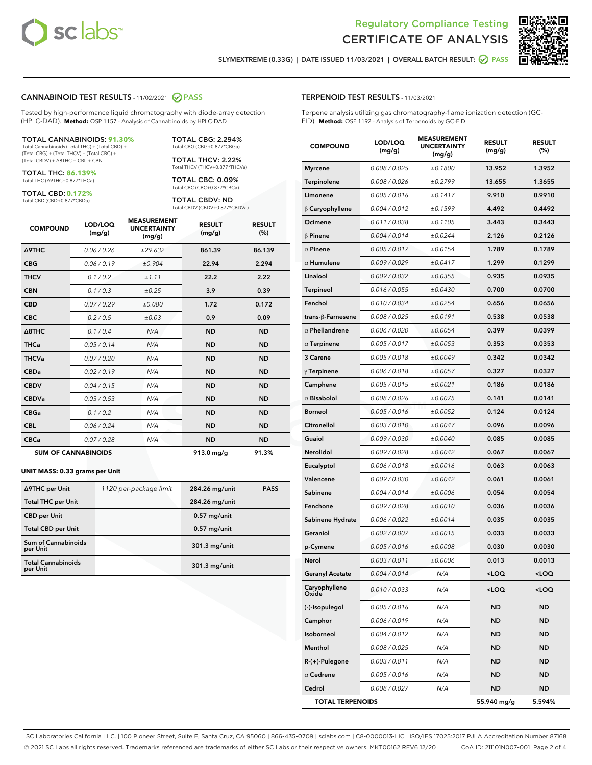# Regulatory Compliance Testing
# CERTIFICATE OF ANALYSIS

SLYMEXTREME (0.33G) | DATE ISSUED 11/03/2021 | OVERALL BATCH RESULT: PASS

## CANNABINOID TEST RESULTS - 11/02/2021 PASS

Tested by high-performance liquid chromatography with diode-array detection (HPLC-DAD). **Method:** QSP 1157 - Analysis of Cannabinoids by HPLC-DAD

**TOTAL CANNABINOIDS: 91.30%**
Total Cannabinoids (Total THC) + (Total CBD) + (Total CBG) + (Total THCV) + (Total CBC) + (Total CBDV) + Δ8THC + CBL + CBN

**TOTAL THC: 86.139%**
Total THC (Δ9THC+0.877*THCa)

**TOTAL CBD: 0.172%**
Total CBD (CBD+0.877*CBDa)

**TOTAL CBG: 2.294%**
Total CBG (CBG+0.877*CBGa)

**TOTAL THCV: 2.22%**
Total THCV (THCV+0.877*THCVa)

**TOTAL CBC: 0.09%**
Total CBC (CBC+0.877*CBCa)

**TOTAL CBDV: ND**
Total CBDV (CBDV+0.877*CBDVa)

| COMPOUND | LOD/LOQ (mg/g) | MEASUREMENT UNCERTAINTY (mg/g) | RESULT (mg/g) | RESULT (%) |
|---|---|---|---|---|
| Δ9THC | 0.06 / 0.26 | ±29.632 | 861.39 | 86.139 |
| CBG | 0.06 / 0.19 | ±0.904 | 22.94 | 2.294 |
| THCV | 0.1 / 0.2 | ±1.11 | 22.2 | 2.22 |
| CBN | 0.1 / 0.3 | ±0.25 | 3.9 | 0.39 |
| CBD | 0.07 / 0.29 | ±0.080 | 1.72 | 0.172 |
| CBC | 0.2 / 0.5 | ±0.03 | 0.9 | 0.09 |
| Δ8THC | 0.1 / 0.4 | N/A | ND | ND |
| THCa | 0.05 / 0.14 | N/A | ND | ND |
| THCVa | 0.07 / 0.20 | N/A | ND | ND |
| CBDa | 0.02 / 0.19 | N/A | ND | ND |
| CBDV | 0.04 / 0.15 | N/A | ND | ND |
| CBDVa | 0.03 / 0.53 | N/A | ND | ND |
| CBGa | 0.1 / 0.2 | N/A | ND | ND |
| CBL | 0.06 / 0.24 | N/A | ND | ND |
| CBCa | 0.07 / 0.28 | N/A | ND | ND |
| **SUM OF CANNABINOIDS** | | | 913.0 mg/g | 91.3% |

**UNIT MASS: 0.33 grams per Unit**

| | | | |
|---|---|---|---|
| Δ9THC per Unit | 1120 per-package limit | 284.26 mg/unit | PASS |
| Total THC per Unit | | 284.26 mg/unit | |
| CBD per Unit | | 0.57 mg/unit | |
| Total CBD per Unit | | 0.57 mg/unit | |
| Sum of Cannabinoids per Unit | | 301.3 mg/unit | |
| Total Cannabinoids per Unit | | 301.3 mg/unit | |

## TERPENOID TEST RESULTS - 11/03/2021

Terpene analysis utilizing gas chromatography-flame ionization detection (GC-FID). **Method:** QSP 1192 - Analysis of Terpenoids by GC-FID

| COMPOUND | LOD/LOQ (mg/g) | MEASUREMENT UNCERTAINTY (mg/g) | RESULT (mg/g) | RESULT (%) |
|---|---|---|---|---|
| Myrcene | 0.008 / 0.025 | ±0.1800 | 13.952 | 1.3952 |
| Terpinolene | 0.008 / 0.026 | ±0.2799 | 13.655 | 1.3655 |
| Limonene | 0.005 / 0.016 | ±0.1417 | 9.910 | 0.9910 |
| β Caryophyllene | 0.004 / 0.012 | ±0.1599 | 4.492 | 0.4492 |
| Ocimene | 0.011 / 0.038 | ±0.1105 | 3.443 | 0.3443 |
| β Pinene | 0.004 / 0.014 | ±0.0244 | 2.126 | 0.2126 |
| α Pinene | 0.005 / 0.017 | ±0.0154 | 1.789 | 0.1789 |
| α Humulene | 0.009 / 0.029 | ±0.0417 | 1.299 | 0.1299 |
| Linalool | 0.009 / 0.032 | ±0.0355 | 0.935 | 0.0935 |
| Terpineol | 0.016 / 0.055 | ±0.0430 | 0.700 | 0.0700 |
| Fenchol | 0.010 / 0.034 | ±0.0254 | 0.656 | 0.0656 |
| trans-β-Farnesene | 0.008 / 0.025 | ±0.0191 | 0.538 | 0.0538 |
| α Phellandrene | 0.006 / 0.020 | ±0.0054 | 0.399 | 0.0399 |
| α Terpinene | 0.005 / 0.017 | ±0.0053 | 0.353 | 0.0353 |
| 3 Carene | 0.005 / 0.018 | ±0.0049 | 0.342 | 0.0342 |
| γ Terpinene | 0.006 / 0.018 | ±0.0057 | 0.327 | 0.0327 |
| Camphene | 0.005 / 0.015 | ±0.0021 | 0.186 | 0.0186 |
| α Bisabolol | 0.008 / 0.026 | ±0.0075 | 0.141 | 0.0141 |
| Borneol | 0.005 / 0.016 | ±0.0052 | 0.124 | 0.0124 |
| Citronellol | 0.003 / 0.010 | ±0.0047 | 0.096 | 0.0096 |
| Guaiol | 0.009 / 0.030 | ±0.0040 | 0.085 | 0.0085 |
| Nerolidol | 0.009 / 0.028 | ±0.0042 | 0.067 | 0.0067 |
| Eucalyptol | 0.006 / 0.018 | ±0.0016 | 0.063 | 0.0063 |
| Valencene | 0.009 / 0.030 | ±0.0042 | 0.061 | 0.0061 |
| Sabinene | 0.004 / 0.014 | ±0.0006 | 0.054 | 0.0054 |
| Fenchone | 0.009 / 0.028 | ±0.0010 | 0.036 | 0.0036 |
| Sabinene Hydrate | 0.006 / 0.022 | ±0.0014 | 0.035 | 0.0035 |
| Geraniol | 0.002 / 0.007 | ±0.0015 | 0.033 | 0.0033 |
| p-Cymene | 0.005 / 0.016 | ±0.0008 | 0.030 | 0.0030 |
| Nerol | 0.003 / 0.011 | ±0.0006 | 0.013 | 0.0013 |
| Geranyl Acetate | 0.004 / 0.014 | N/A | <LOQ | <LOQ |
| Caryophyllene Oxide | 0.010 / 0.033 | N/A | <LOQ | <LOQ |
| (-)-Isopulegol | 0.005 / 0.016 | N/A | ND | ND |
| Camphor | 0.006 / 0.019 | N/A | ND | ND |
| Isoborneol | 0.004 / 0.012 | N/A | ND | ND |
| Menthol | 0.008 / 0.025 | N/A | ND | ND |
| R-(+)-Pulegone | 0.003 / 0.011 | N/A | ND | ND |
| α Cedrene | 0.005 / 0.016 | N/A | ND | ND |
| Cedrol | 0.008 / 0.027 | N/A | ND | ND |
| **TOTAL TERPENOIDS** | | | 55.940 mg/g | 5.594% |

SC Laboratories California LLC. | 100 Pioneer Street, Suite E, Santa Cruz, CA 95060 | 866-435-0709 | sclabs.com | C8-0000013-LIC | ISO/IES 17025:2017 PJLA Accreditation Number 87168
© 2021 SC Labs all rights reserved. Trademarks referenced are trademarks of either SC Labs or their respective owners. MKT00162 REV6 12/20 CoA ID: 211101N007-001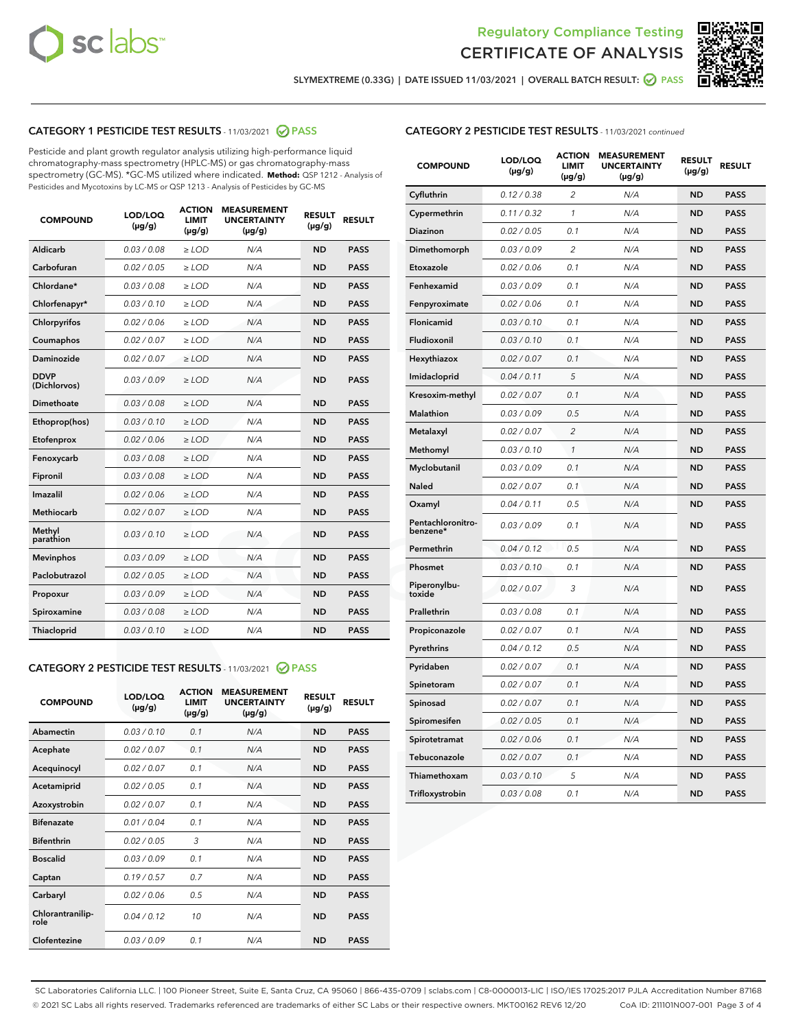Regulatory Compliance Testing
CERTIFICATE OF ANALYSIS

SLYMEXTREME (0.33G) | DATE ISSUED 11/03/2021 | OVERALL BATCH RESULT: PASS

## CATEGORY 1 PESTICIDE TEST RESULTS - 11/03/2021 PASS

Pesticide and plant growth regulator analysis utilizing high-performance liquid chromatography-mass spectrometry (HPLC-MS) or gas chromatography-mass spectrometry (GC-MS). *GC-MS utilized where indicated. **Method:** QSP 1212 - Analysis of Pesticides and Mycotoxins by LC-MS or QSP 1213 - Analysis of Pesticides by GC-MS

| COMPOUND | LOD/LOQ (µg/g) | ACTION LIMIT (µg/g) | MEASUREMENT UNCERTAINTY (µg/g) | RESULT (µg/g) | RESULT |
|---|---|---|---|---|---|
| Aldicarb | 0.03 / 0.08 | ≥ LOD | N/A | ND | PASS |
| Carbofuran | 0.02 / 0.05 | ≥ LOD | N/A | ND | PASS |
| Chlordane* | 0.03 / 0.08 | ≥ LOD | N/A | ND | PASS |
| Chlorfenapyr* | 0.03 / 0.10 | ≥ LOD | N/A | ND | PASS |
| Chlorpyrifos | 0.02 / 0.06 | ≥ LOD | N/A | ND | PASS |
| Coumaphos | 0.02 / 0.07 | ≥ LOD | N/A | ND | PASS |
| Daminozide | 0.02 / 0.07 | ≥ LOD | N/A | ND | PASS |
| DDVP (Dichlorvos) | 0.03 / 0.09 | ≥ LOD | N/A | ND | PASS |
| Dimethoate | 0.03 / 0.08 | ≥ LOD | N/A | ND | PASS |
| Ethoprop(hos) | 0.03 / 0.10 | ≥ LOD | N/A | ND | PASS |
| Etofenprox | 0.02 / 0.06 | ≥ LOD | N/A | ND | PASS |
| Fenoxycarb | 0.03 / 0.08 | ≥ LOD | N/A | ND | PASS |
| Fipronil | 0.03 / 0.08 | ≥ LOD | N/A | ND | PASS |
| Imazalil | 0.02 / 0.06 | ≥ LOD | N/A | ND | PASS |
| Methiocarb | 0.02 / 0.07 | ≥ LOD | N/A | ND | PASS |
| Methyl parathion | 0.03 / 0.10 | ≥ LOD | N/A | ND | PASS |
| Mevinphos | 0.03 / 0.09 | ≥ LOD | N/A | ND | PASS |
| Paclobutrazol | 0.02 / 0.05 | ≥ LOD | N/A | ND | PASS |
| Propoxur | 0.03 / 0.09 | ≥ LOD | N/A | ND | PASS |
| Spiroxamine | 0.03 / 0.08 | ≥ LOD | N/A | ND | PASS |
| Thiacloprid | 0.03 / 0.10 | ≥ LOD | N/A | ND | PASS |

## CATEGORY 2 PESTICIDE TEST RESULTS - 11/03/2021 PASS

| COMPOUND | LOD/LOQ (µg/g) | ACTION LIMIT (µg/g) | MEASUREMENT UNCERTAINTY (µg/g) | RESULT (µg/g) | RESULT |
|---|---|---|---|---|---|
| Abamectin | 0.03 / 0.10 | 0.1 | N/A | ND | PASS |
| Acephate | 0.02 / 0.07 | 0.1 | N/A | ND | PASS |
| Acequinocyl | 0.02 / 0.07 | 0.1 | N/A | ND | PASS |
| Acetamiprid | 0.02 / 0.05 | 0.1 | N/A | ND | PASS |
| Azoxystrobin | 0.02 / 0.07 | 0.1 | N/A | ND | PASS |
| Bifenazate | 0.01 / 0.04 | 0.1 | N/A | ND | PASS |
| Bifenthrin | 0.02 / 0.05 | 3 | N/A | ND | PASS |
| Boscalid | 0.03 / 0.09 | 0.1 | N/A | ND | PASS |
| Captan | 0.19 / 0.57 | 0.7 | N/A | ND | PASS |
| Carbaryl | 0.02 / 0.06 | 0.5 | N/A | ND | PASS |
| Chlorantraniliprole | 0.04 / 0.12 | 10 | N/A | ND | PASS |
| Clofentezine | 0.03 / 0.09 | 0.1 | N/A | ND | PASS |
| Cyfluthrin | 0.12 / 0.38 | 2 | N/A | ND | PASS |
| Cypermethrin | 0.11 / 0.32 | 1 | N/A | ND | PASS |
| Diazinon | 0.02 / 0.05 | 0.1 | N/A | ND | PASS |
| Dimethomorph | 0.03 / 0.09 | 2 | N/A | ND | PASS |
| Etoxazole | 0.02 / 0.06 | 0.1 | N/A | ND | PASS |
| Fenhexamid | 0.03 / 0.09 | 0.1 | N/A | ND | PASS |
| Fenpyroximate | 0.02 / 0.06 | 0.1 | N/A | ND | PASS |
| Flonicamid | 0.03 / 0.10 | 0.1 | N/A | ND | PASS |
| Fludioxonil | 0.03 / 0.10 | 0.1 | N/A | ND | PASS |
| Hexythiazox | 0.02 / 0.07 | 0.1 | N/A | ND | PASS |
| Imidacloprid | 0.04 / 0.11 | 5 | N/A | ND | PASS |
| Kresoxim-methyl | 0.02 / 0.07 | 0.1 | N/A | ND | PASS |
| Malathion | 0.03 / 0.09 | 0.5 | N/A | ND | PASS |
| Metalaxyl | 0.02 / 0.07 | 2 | N/A | ND | PASS |
| Methomyl | 0.03 / 0.10 | 1 | N/A | ND | PASS |
| Myclobutanil | 0.03 / 0.09 | 0.1 | N/A | ND | PASS |
| Naled | 0.02 / 0.07 | 0.1 | N/A | ND | PASS |
| Oxamyl | 0.04 / 0.11 | 0.5 | N/A | ND | PASS |
| Pentachloronitrobenzene* | 0.03 / 0.09 | 0.1 | N/A | ND | PASS |
| Permethrin | 0.04 / 0.12 | 0.5 | N/A | ND | PASS |
| Phosmet | 0.03 / 0.10 | 0.1 | N/A | ND | PASS |
| Piperonylbutoxide | 0.02 / 0.07 | 3 | N/A | ND | PASS |
| Prallethrin | 0.03 / 0.08 | 0.1 | N/A | ND | PASS |
| Propiconazole | 0.02 / 0.07 | 0.1 | N/A | ND | PASS |
| Pyrethrins | 0.04 / 0.12 | 0.5 | N/A | ND | PASS |
| Pyridaben | 0.02 / 0.07 | 0.1 | N/A | ND | PASS |
| Spinetoram | 0.02 / 0.07 | 0.1 | N/A | ND | PASS |
| Spinosad | 0.02 / 0.07 | 0.1 | N/A | ND | PASS |
| Spiromesifen | 0.02 / 0.05 | 0.1 | N/A | ND | PASS |
| Spirotetramat | 0.02 / 0.06 | 0.1 | N/A | ND | PASS |
| Tebuconazole | 0.02 / 0.07 | 0.1 | N/A | ND | PASS |
| Thiamethoxam | 0.03 / 0.10 | 5 | N/A | ND | PASS |
| Trifloxystrobin | 0.03 / 0.08 | 0.1 | N/A | ND | PASS |

SC Laboratories California LLC. | 100 Pioneer Street, Suite E, Santa Cruz, CA 95060 | 866-435-0709 | sclabs.com | C8-0000013-LIC | ISO/IES 17025:2017 PJLA Accreditation Number 87168
© 2021 SC Labs all rights reserved. Trademarks referenced are trademarks of either SC Labs or their respective owners. MKT00162 REV6 12/20 CoA ID: 211101N007-001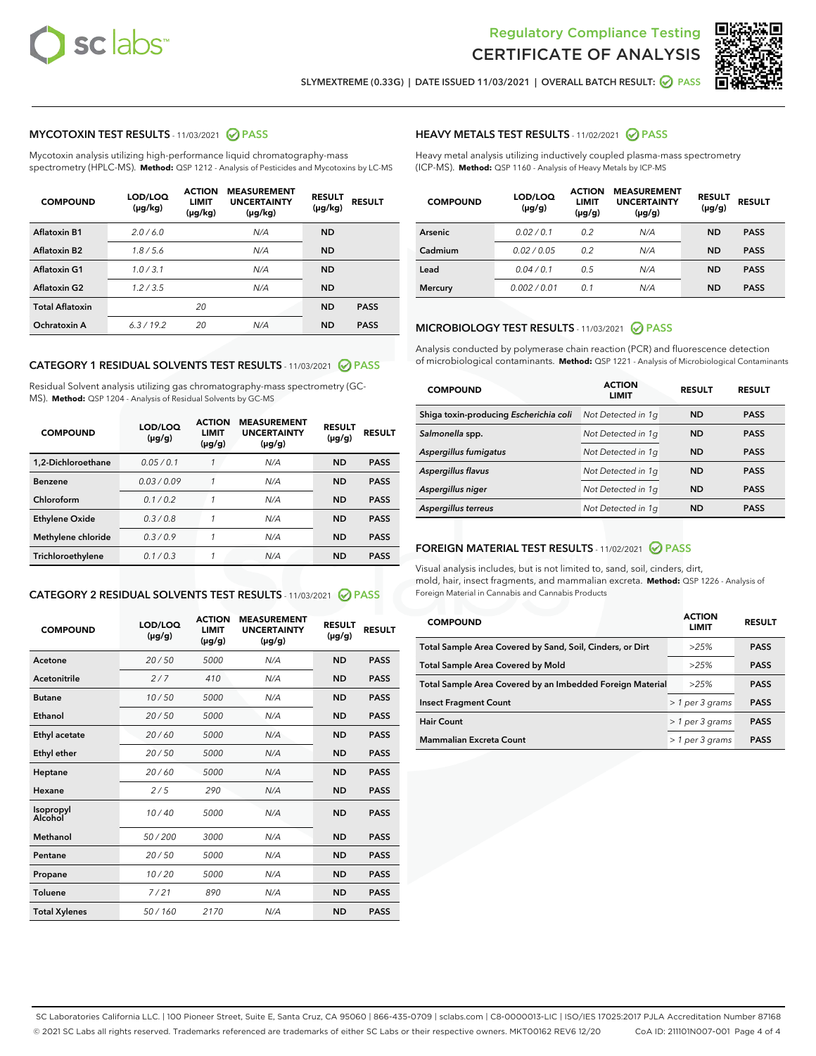Regulatory Compliance Testing
# CERTIFICATE OF ANALYSIS

SLYMEXTREME (0.33G) | DATE ISSUED 11/03/2021 | OVERALL BATCH RESULT: PASS

## MYCOTOXIN TEST RESULTS - 11/03/2021 PASS

Mycotoxin analysis utilizing high-performance liquid chromatography-mass spectrometry (HPLC-MS). **Method:** QSP 1212 - Analysis of Pesticides and Mycotoxins by LC-MS

| COMPOUND | LOD/LOQ (µg/kg) | ACTION LIMIT (µg/kg) | MEASUREMENT UNCERTAINTY (µg/kg) | RESULT (µg/kg) | RESULT |
|---|---|---|---|---|---|
| Aflatoxin B1 | 2.0 / 6.0 | | N/A | ND | |
| Aflatoxin B2 | 1.8 / 5.6 | | N/A | ND | |
| Aflatoxin G1 | 1.0 / 3.1 | | N/A | ND | |
| Aflatoxin G2 | 1.2 / 3.5 | | N/A | ND | |
| Total Aflatoxin | | 20 | | ND | PASS |
| Ochratoxin A | 6.3 / 19.2 | 20 | N/A | ND | PASS |

## CATEGORY 1 RESIDUAL SOLVENTS TEST RESULTS - 11/03/2021 PASS

Residual Solvent analysis utilizing gas chromatography-mass spectrometry (GC-MS). **Method:** QSP 1204 - Analysis of Residual Solvents by GC-MS

| COMPOUND | LOD/LOQ (µg/g) | ACTION LIMIT (µg/g) | MEASUREMENT UNCERTAINTY (µg/g) | RESULT (µg/g) | RESULT |
|---|---|---|---|---|---|
| 1,2-Dichloroethane | 0.05 / 0.1 | 1 | N/A | ND | PASS |
| Benzene | 0.03 / 0.09 | 1 | N/A | ND | PASS |
| Chloroform | 0.1 / 0.2 | 1 | N/A | ND | PASS |
| Ethylene Oxide | 0.3 / 0.8 | 1 | N/A | ND | PASS |
| Methylene chloride | 0.3 / 0.9 | 1 | N/A | ND | PASS |
| Trichloroethylene | 0.1 / 0.3 | 1 | N/A | ND | PASS |

## CATEGORY 2 RESIDUAL SOLVENTS TEST RESULTS - 11/03/2021 PASS

| COMPOUND | LOD/LOQ (µg/g) | ACTION LIMIT (µg/g) | MEASUREMENT UNCERTAINTY (µg/g) | RESULT (µg/g) | RESULT |
|---|---|---|---|---|---|
| Acetone | 20 / 50 | 5000 | N/A | ND | PASS |
| Acetonitrile | 2 / 7 | 410 | N/A | ND | PASS |
| Butane | 10 / 50 | 5000 | N/A | ND | PASS |
| Ethanol | 20 / 50 | 5000 | N/A | ND | PASS |
| Ethyl acetate | 20 / 60 | 5000 | N/A | ND | PASS |
| Ethyl ether | 20 / 50 | 5000 | N/A | ND | PASS |
| Heptane | 20 / 60 | 5000 | N/A | ND | PASS |
| Hexane | 2 / 5 | 290 | N/A | ND | PASS |
| Isopropyl Alcohol | 10 / 40 | 5000 | N/A | ND | PASS |
| Methanol | 50 / 200 | 3000 | N/A | ND | PASS |
| Pentane | 20 / 50 | 5000 | N/A | ND | PASS |
| Propane | 10 / 20 | 5000 | N/A | ND | PASS |
| Toluene | 7 / 21 | 890 | N/A | ND | PASS |
| Total Xylenes | 50 / 160 | 2170 | N/A | ND | PASS |

## HEAVY METALS TEST RESULTS - 11/02/2021 PASS

Heavy metal analysis utilizing inductively coupled plasma-mass spectrometry (ICP-MS). **Method:** QSP 1160 - Analysis of Heavy Metals by ICP-MS

| COMPOUND | LOD/LOQ (µg/g) | ACTION LIMIT (µg/g) | MEASUREMENT UNCERTAINTY (µg/g) | RESULT (µg/g) | RESULT |
|---|---|---|---|---|---|
| Arsenic | 0.02 / 0.1 | 0.2 | N/A | ND | PASS |
| Cadmium | 0.02 / 0.05 | 0.2 | N/A | ND | PASS |
| Lead | 0.04 / 0.1 | 0.5 | N/A | ND | PASS |
| Mercury | 0.002 / 0.01 | 0.1 | N/A | ND | PASS |

## MICROBIOLOGY TEST RESULTS - 11/03/2021 PASS

Analysis conducted by polymerase chain reaction (PCR) and fluorescence detection of microbiological contaminants. **Method:** QSP 1221 - Analysis of Microbiological Contaminants

| COMPOUND | ACTION LIMIT | RESULT | RESULT |
|---|---|---|---|
| Shiga toxin-producing *Escherichia coli* | Not Detected in 1g | ND | PASS |
| *Salmonella* spp. | Not Detected in 1g | ND | PASS |
| *Aspergillus fumigatus* | Not Detected in 1g | ND | PASS |
| *Aspergillus flavus* | Not Detected in 1g | ND | PASS |
| *Aspergillus niger* | Not Detected in 1g | ND | PASS |
| *Aspergillus terreus* | Not Detected in 1g | ND | PASS |

## FOREIGN MATERIAL TEST RESULTS - 11/02/2021 PASS

Visual analysis includes, but is not limited to, sand, soil, cinders, dirt, mold, hair, insect fragments, and mammalian excreta. **Method:** QSP 1226 - Analysis of Foreign Material in Cannabis and Cannabis Products

| COMPOUND | ACTION LIMIT | RESULT |
|---|---|---|
| Total Sample Area Covered by Sand, Soil, Cinders, or Dirt | >25% | PASS |
| Total Sample Area Covered by Mold | >25% | PASS |
| Total Sample Area Covered by an Imbedded Foreign Material | >25% | PASS |
| Insect Fragment Count | > 1 per 3 grams | PASS |
| Hair Count | > 1 per 3 grams | PASS |
| Mammalian Excreta Count | > 1 per 3 grams | PASS |

SC Laboratories California LLC. | 100 Pioneer Street, Suite E, Santa Cruz, CA 95060 | 866-435-0709 | sclabs.com | C8-0000013-LIC | ISO/IES 17025:2017 PJLA Accreditation Number 87168
© 2021 SC Labs all rights reserved. Trademarks referenced are trademarks of either SC Labs or their respective owners. MKT00162 REV6 12/20 CoA ID: 211101N007-001